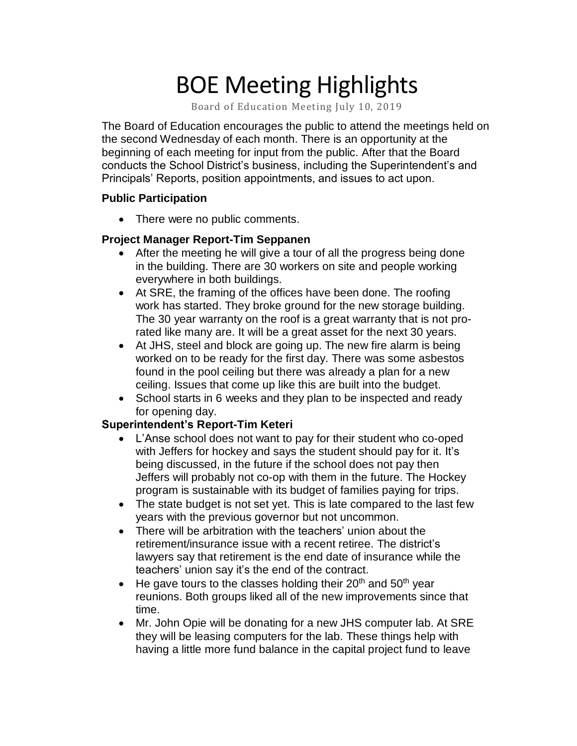# BOE Meeting Highlights

Board of Education Meeting July 10, 2019

The Board of Education encourages the public to attend the meetings held on the second Wednesday of each month. There is an opportunity at the beginning of each meeting for input from the public. After that the Board conducts the School District's business, including the Superintendent's and Principals' Reports, position appointments, and issues to act upon.

**Public Participation**

- There were no public comments.

**Project Manager Report-Tim Seppanen**

- After the meeting he will give a tour of all the progress being done in the building. There are 30 workers on site and people working everywhere in both buildings.
- At SRE, the framing of the offices have been done. The roofing work has started. They broke ground for the new storage building. The 30 year warranty on the roof is a great warranty that is not pro-rated like many are. It will be a great asset for the next 30 years.
- At JHS, steel and block are going up. The new fire alarm is being worked on to be ready for the first day. There was some asbestos found in the pool ceiling but there was already a plan for a new ceiling. Issues that come up like this are built into the budget.
- School starts in 6 weeks and they plan to be inspected and ready for opening day.

**Superintendent's Report-Tim Keteri**

- L'Anse school does not want to pay for their student who co-oped with Jeffers for hockey and says the student should pay for it. It's being discussed, in the future if the school does not pay then Jeffers will probably not co-op with them in the future. The Hockey program is sustainable with its budget of families paying for trips.
- The state budget is not set yet. This is late compared to the last few years with the previous governor but not uncommon.
- There will be arbitration with the teachers' union about the retirement/insurance issue with a recent retiree. The district's lawyers say that retirement is the end date of insurance while the teachers' union say it's the end of the contract.
- He gave tours to the classes holding their 20th and 50th year reunions. Both groups liked all of the new improvements since that time.
- Mr. John Opie will be donating for a new JHS computer lab. At SRE they will be leasing computers for the lab. These things help with having a little more fund balance in the capital project fund to leave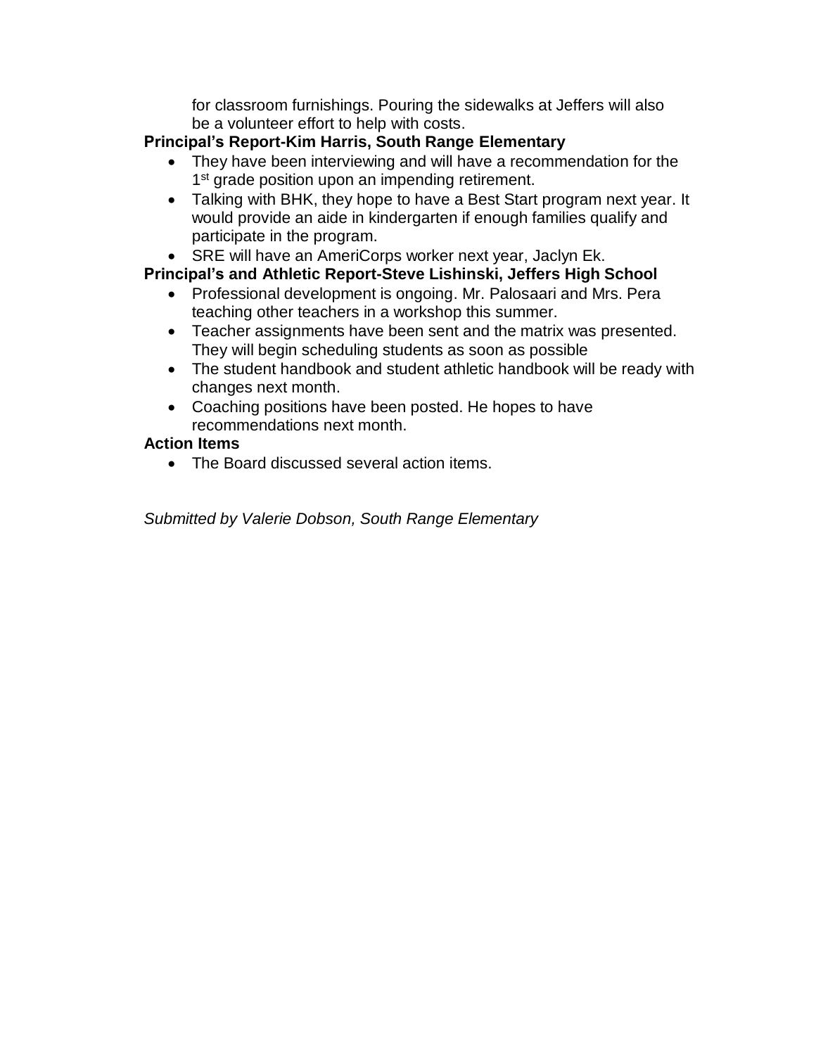for classroom furnishings. Pouring the sidewalks at Jeffers will also be a volunteer effort to help with costs.

**Principal's Report-Kim Harris, South Range Elementary**

- They have been interviewing and will have a recommendation for the 1st grade position upon an impending retirement.
- Talking with BHK, they hope to have a Best Start program next year. It would provide an aide in kindergarten if enough families qualify and participate in the program.
- SRE will have an AmeriCorps worker next year, Jaclyn Ek.

**Principal's and Athletic Report-Steve Lishinski, Jeffers High School**

- Professional development is ongoing. Mr. Palosaari and Mrs. Pera teaching other teachers in a workshop this summer.
- Teacher assignments have been sent and the matrix was presented. They will begin scheduling students as soon as possible
- The student handbook and student athletic handbook will be ready with changes next month.
- Coaching positions have been posted. He hopes to have recommendations next month.

**Action Items**

- The Board discussed several action items.

*Submitted by Valerie Dobson, South Range Elementary*